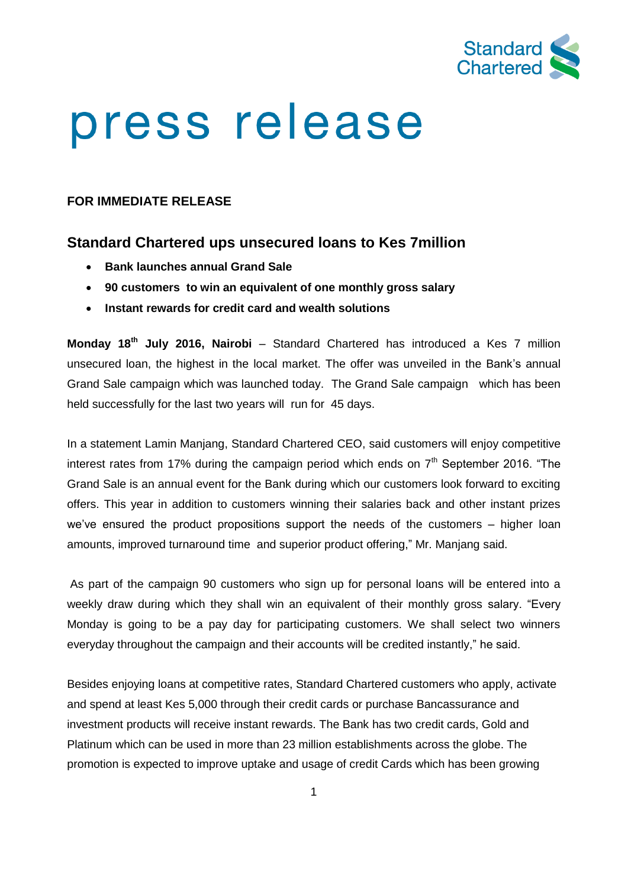Standard Chartered

# press release

**FOR IMMEDIATE RELEASE**

## Standard Chartered ups unsecured loans to Kes 7million

- **Bank launches annual Grand Sale**
- **90 customers to win an equivalent of one monthly gross salary**
- **Instant rewards for credit card and wealth solutions**

**Monday 18th July 2016, Nairobi** – Standard Chartered has introduced a Kes 7 million unsecured loan, the highest in the local market. The offer was unveiled in the Bank's annual Grand Sale campaign which was launched today. The Grand Sale campaign which has been held successfully for the last two years will run for 45 days.

In a statement Lamin Manjang, Standard Chartered CEO, said customers will enjoy competitive interest rates from 17% during the campaign period which ends on 7th September 2016. "The Grand Sale is an annual event for the Bank during which our customers look forward to exciting offers. This year in addition to customers winning their salaries back and other instant prizes we've ensured the product propositions support the needs of the customers – higher loan amounts, improved turnaround time and superior product offering," Mr. Manjang said.

As part of the campaign 90 customers who sign up for personal loans will be entered into a weekly draw during which they shall win an equivalent of their monthly gross salary. "Every Monday is going to be a pay day for participating customers. We shall select two winners everyday throughout the campaign and their accounts will be credited instantly," he said.

Besides enjoying loans at competitive rates, Standard Chartered customers who apply, activate and spend at least Kes 5,000 through their credit cards or purchase Bancassurance and investment products will receive instant rewards. The Bank has two credit cards, Gold and Platinum which can be used in more than 23 million establishments across the globe. The promotion is expected to improve uptake and usage of credit Cards which has been growing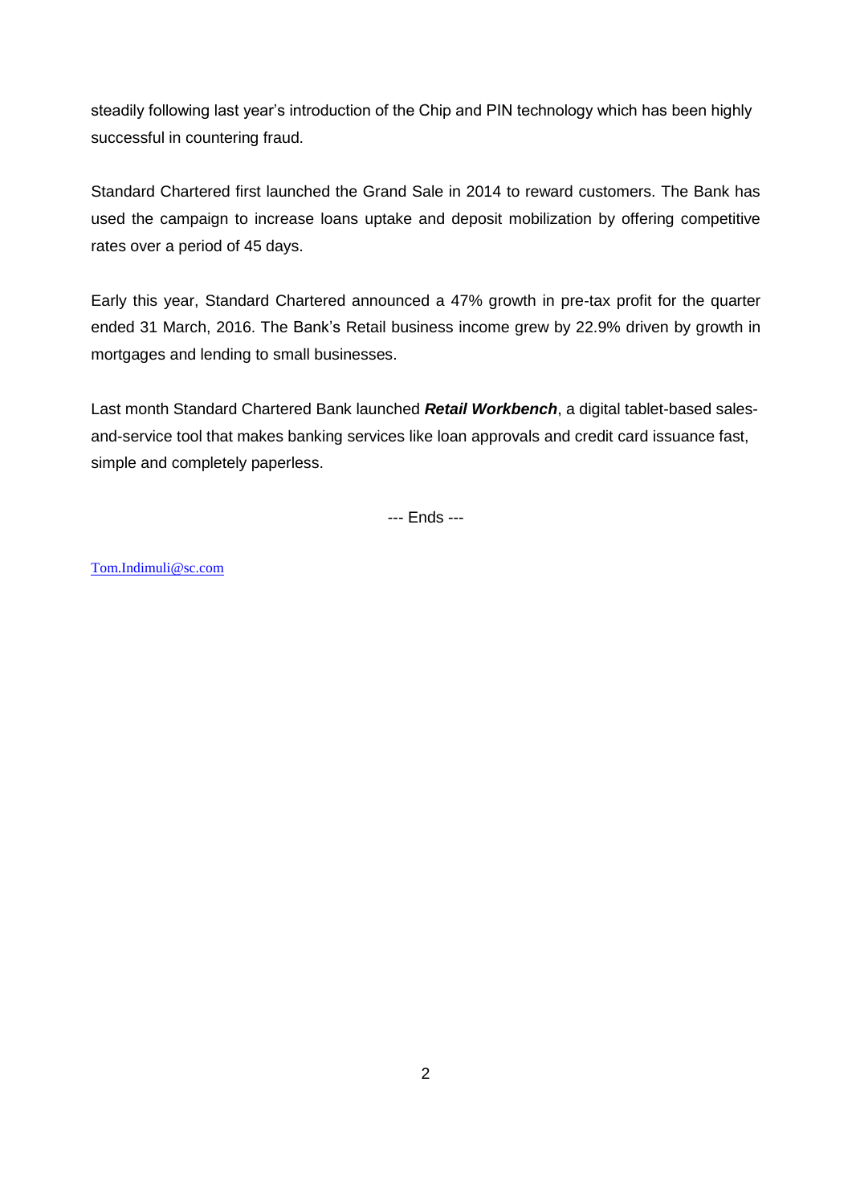steadily following last year's introduction of the Chip and PIN technology which has been highly successful in countering fraud.

Standard Chartered first launched the Grand Sale in 2014 to reward customers. The Bank has used the campaign to increase loans uptake and deposit mobilization by offering competitive rates over a period of 45 days.

Early this year, Standard Chartered announced a 47% growth in pre-tax profit for the quarter ended 31 March, 2016. The Bank's Retail business income grew by 22.9% driven by growth in mortgages and lending to small businesses.

Last month Standard Chartered Bank launched ***Retail Workbench***, a digital tablet-based sales-and-service tool that makes banking services like loan approvals and credit card issuance fast, simple and completely paperless.

--- Ends ---

Tom.Indimuli@sc.com